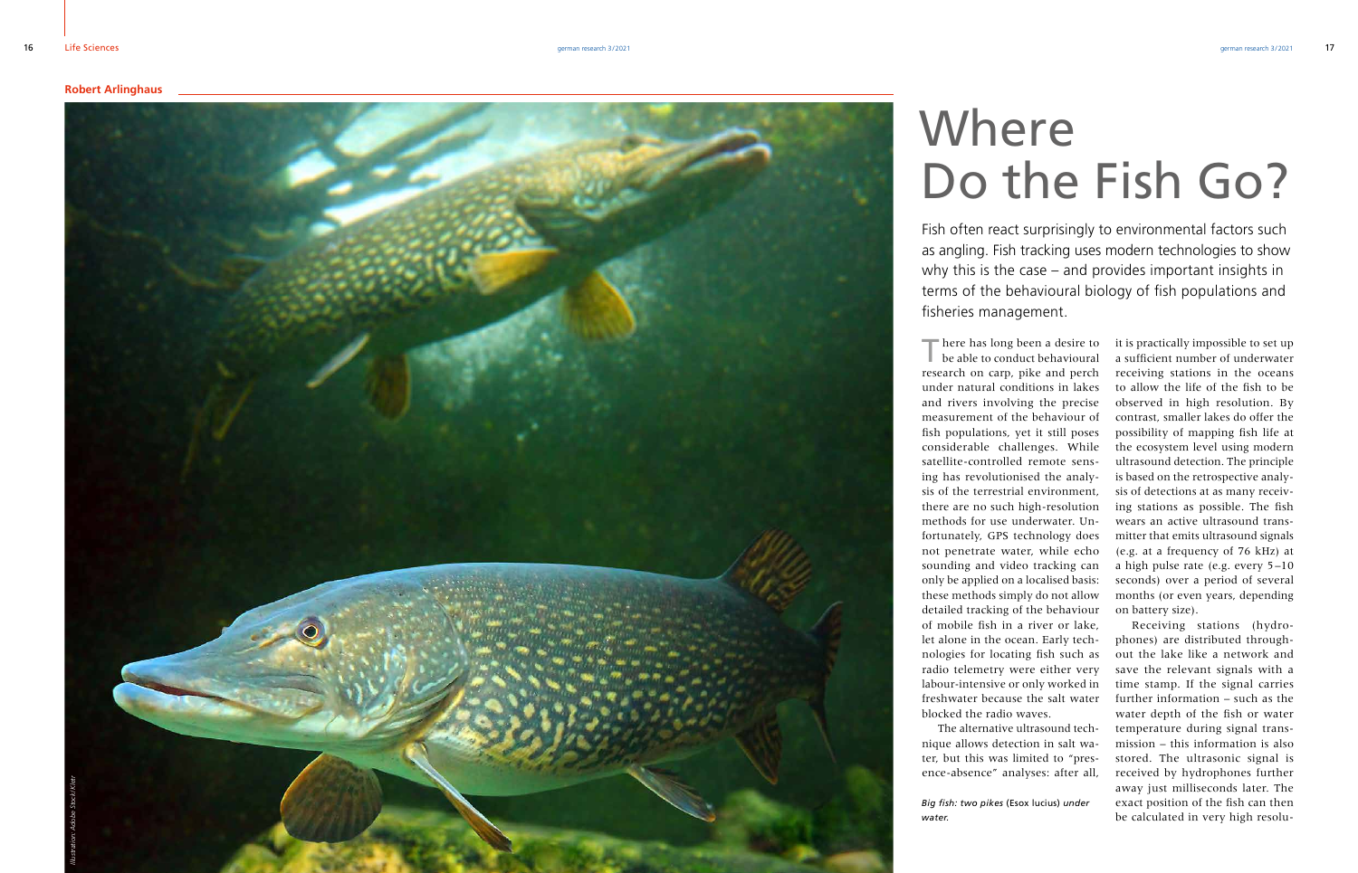Robert Arlinghaus

# Where Do the Fish Go?

Fish often react surprisingly to environmental factors such as angling. Fish tracking uses modern technologies to show why this is the case – and provides important insights in terms of the behavioural biology of fish populations and fisheries management.

There has long been a desire to be able to conduct behavioural research on carp, pike and perch under natural conditions in lakes and rivers involving the precise measurement of the behaviour of fish populations, yet it still poses considerable challenges. While satellite-controlled remote sensing has revolutionised the analysis of the terrestrial environment, there are no such high-resolution methods for use underwater. Unfortunately, GPS technology does not penetrate water, while echo sounding and video tracking can only be applied on a localised basis: these methods simply do not allow detailed tracking of the behaviour of mobile fish in a river or lake, let alone in the ocean. Early technologies for locating fish such as radio telemetry were either very labour-intensive or only worked in freshwater because the salt water blocked the radio waves.

The alternative ultrasound technique allows detection in salt water, but this was limited to "presence-absence" analyses: after all, it is practically impossible to set up a sufficient number of underwater receiving stations in the oceans to allow the life of the fish to be observed in high resolution. By contrast, smaller lakes do offer the possibility of mapping fish life at the ecosystem level using modern ultrasound detection. The principle is based on the retrospective analysis of detections at as many receiving stations as possible. The fish wears an active ultrasound transmitter that emits ultrasound signals (e.g. at a frequency of 76 kHz) at a high pulse rate (e.g. every 5–10 seconds) over a period of several months (or even years, depending on battery size).

Receiving stations (hydrophones) are distributed throughout the lake like a network and save the relevant signals with a time stamp. If the signal carries further information – such as the water depth of the fish or water temperature during signal transmission – this information is also stored. The ultrasonic signal is received by hydrophones further away just milliseconds later. The exact position of the fish can then be calculated in very high resolu-

*Big fish: two pikes* (Esox lucius) *under water.*

*Illustration: Adobe Stock/Kiler*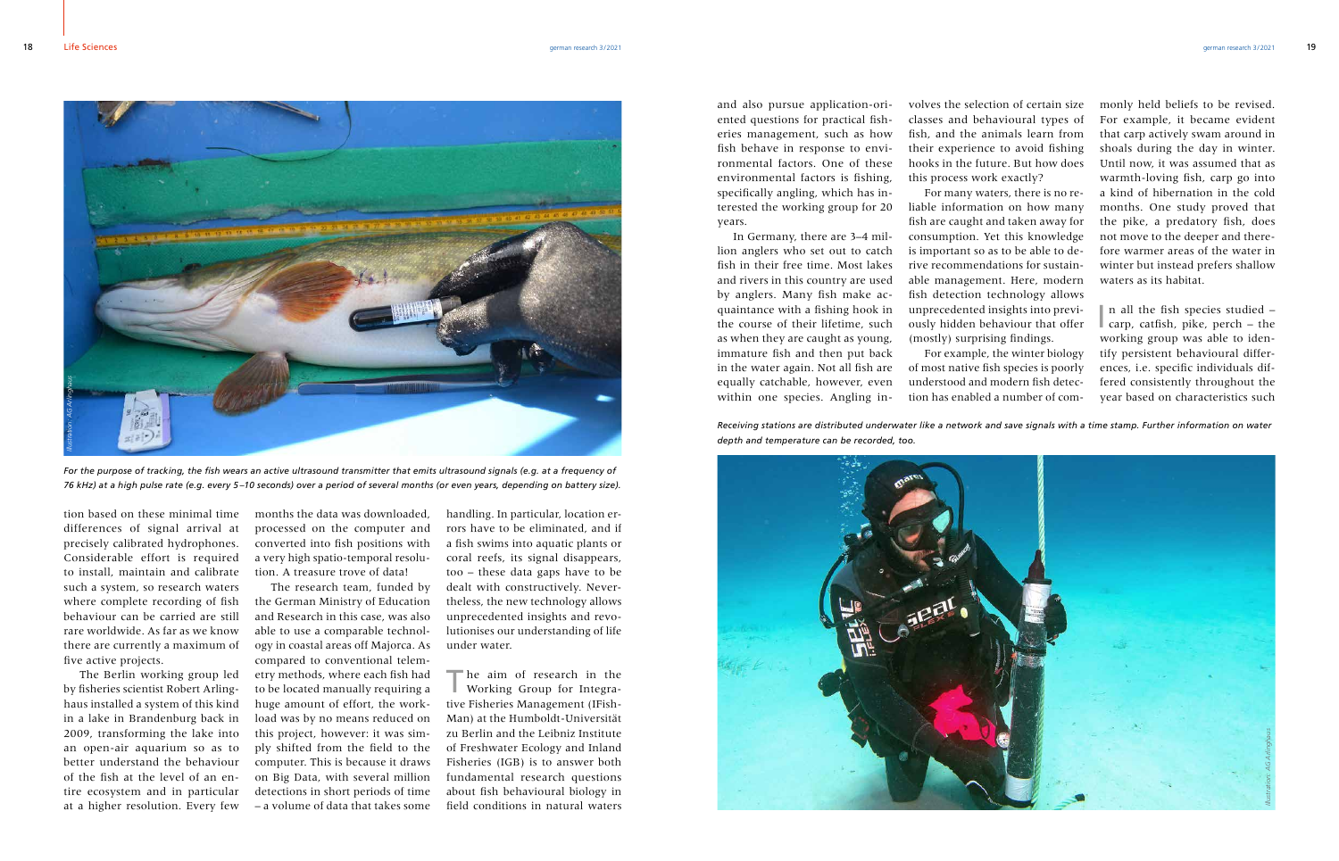For the purpose of tracking, the fish wears an active ultrasound transmitter that emits ultrasound signals (e.g. at a frequency of 76 kHz) at a high pulse rate (e.g. every 5–10 seconds) over a period of several months (or even years, depending on battery size).

tion based on these minimal time differences of signal arrival at precisely calibrated hydrophones. Considerable effort is required to install, maintain and calibrate such a system, so research waters where complete recording of fish behaviour can be carried are still rare worldwide. As far as we know there are currently a maximum of five active projects.

The Berlin working group led by fisheries scientist Robert Arlinghaus installed a system of this kind in a lake in Brandenburg back in 2009, transforming the lake into an open-air aquarium so as to better understand the behaviour of the fish at the level of an entire ecosystem and in particular at a higher resolution. Every few months the data was downloaded, processed on the computer and converted into fish positions with a very high spatio-temporal resolution. A treasure trove of data!

The research team, funded by the German Ministry of Education and Research in this case, was also able to use a comparable technology in coastal areas off Majorca. As compared to conventional telemetry methods, where each fish had to be located manually requiring a huge amount of effort, the workload was by no means reduced on this project, however: it was simply shifted from the field to the computer. This is because it draws on Big Data, with several million detections in short periods of time – a volume of data that takes some handling. In particular, location errors have to be eliminated, and if a fish swims into aquatic plants or coral reefs, its signal disappears, too – these data gaps have to be dealt with constructively. Nevertheless, the new technology allows unprecedented insights and revolutionises our understanding of life under water.

The aim of research in the Working Group for Integrative Fisheries Management (IFishMan) at the Humboldt-Universität zu Berlin and the Leibniz Institute of Freshwater Ecology and Inland Fisheries (IGB) is to answer both fundamental research questions about fish behavioural biology in field conditions in natural waters and also pursue application-oriented questions for practical fisheries management, such as how fish behave in response to environmental factors. One of these environmental factors is fishing, specifically angling, which has interested the working group for 20 years.

In Germany, there are 3–4 million anglers who set out to catch fish in their free time. Most lakes and rivers in this country are used by anglers. Many fish make acquaintance with a fishing hook in the course of their lifetime, such as when they are caught as young, immature fish and then put back in the water again. Not all fish are equally catchable, however, even within one species. Angling involves the selection of certain size classes and behavioural types of fish, and the animals learn from their experience to avoid fishing hooks in the future. But how does this process work exactly?

For many waters, there is no reliable information on how many fish are caught and taken away for consumption. Yet this knowledge is important so as to be able to derive recommendations for sustainable management. Here, modern fish detection technology allows unprecedented insights into previously hidden behaviour that offer (mostly) surprising findings.

For example, the winter biology of most native fish species is poorly understood and modern fish detection has enabled a number of commonly held beliefs to be revised. For example, it became evident that carp actively swam around in shoals during the day in winter. Until now, it was assumed that as warmth-loving fish, carp go into a kind of hibernation in the cold months. One study proved that the pike, a predatory fish, does not move to the deeper and therefore warmer areas of the water in winter but instead prefers shallow waters as its habitat.

In all the fish species studied – carp, catfish, pike, perch – the working group was able to identify persistent behavioural differences, i.e. specific individuals differed consistently throughout the year based on characteristics such

Receiving stations are distributed underwater like a network and save signals with a time stamp. Further information on water depth and temperature can be recorded, too.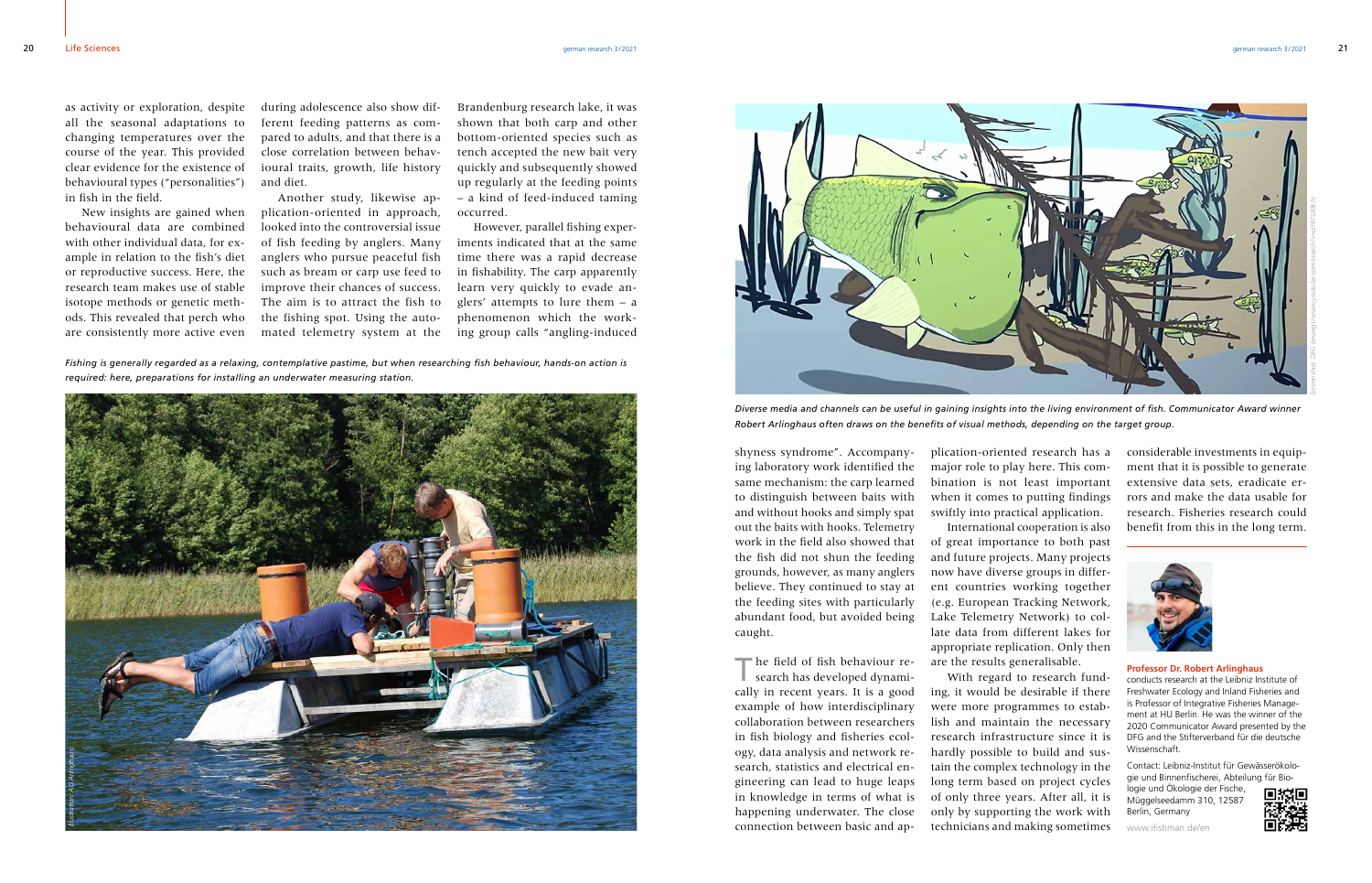as activity or exploration, despite all the seasonal adaptations to changing temperatures over the course of the year. This provided clear evidence for the existence of behavioural types ("personalities") in fish in the field.

New insights are gained when behavioural data are combined with other individual data, for example in relation to the fish's diet or reproductive success. Here, the research team makes use of stable isotope methods or genetic methods. This revealed that perch who are consistently more active even during adolescence also show different feeding patterns as compared to adults, and that there is a close correlation between behavioural traits, growth, life history and diet.

Another study, likewise application-oriented in approach, looked into the controversial issue of fish feeding by anglers. Many anglers who pursue peaceful fish such as bream or carp use feed to improve their chances of success. The aim is to attract the fish to the fishing spot. Using the automated telemetry system at the Brandenburg research lake, it was shown that both carp and other bottom-oriented species such as tench accepted the new bait very quickly and subsequently showed up regularly at the feeding points – a kind of feed-induced taming occurred.

However, parallel fishing experiments indicated that at the same time there was a rapid decrease in fishability. The carp apparently learn very quickly to evade anglers' attempts to lure them – a phenomenon which the working group calls "angling-induced shyness syndrome". Accompanying laboratory work identified the same mechanism: the carp learned to distinguish between baits with and without hooks and simply spat out the baits with hooks. Telemetry work in the field also showed that the fish did not shun the feeding grounds, however, as many anglers believe. They continued to stay at the feeding sites with particularly abundant food, but avoided being caught.

*Fishing is generally regarded as a relaxing, contemplative pastime, but when researching fish behaviour, hands-on action is required: here, preparations for installing an underwater measuring station.*

Illustration: AG Arlinghaus

Screenshot: DFG, bewegt/www.youtube.com/watch?v=eFRTJjRk7c

*Diverse media and channels can be useful in gaining insights into the living environment of fish. Communicator Award winner Robert Arlinghaus often draws on the benefits of visual methods, depending on the target group.*

The field of fish behaviour research has developed dynamically in recent years. It is a good example of how interdisciplinary collaboration between researchers in fish biology and fisheries ecology, data analysis and network research, statistics and electrical engineering can lead to huge leaps in knowledge in terms of what is happening underwater. The close connection between basic and application-oriented research has a major role to play here. This combination is not least important when it comes to putting findings swiftly into practical application.

International cooperation is also of great importance to both past and future projects. Many projects now have diverse groups in different countries working together (e.g. European Tracking Network, Lake Telemetry Network) to collate data from different lakes for appropriate replication. Only then are the results generalisable.

With regard to research funding, it would be desirable if there were more programmes to establish and maintain the necessary research infrastructure since it is hardly possible to build and sustain the complex technology in the long term based on project cycles of only three years. After all, it is only by supporting the work with technicians and making sometimes considerable investments in equipment that it is possible to generate extensive data sets, eradicate errors and make the data usable for research. Fisheries research could benefit from this in the long term.

**Professor Dr. Robert Arlinghaus**
conducts research at the Leibniz Institute of Freshwater Ecology and Inland Fisheries and is Professor of Integrative Fisheries Management at HU Berlin. He was the winner of the 2020 Communicator Award presented by the DFG and the Stifterverband für die deutsche Wissenschaft.

Contact: Leibniz-Institut für Gewässerökologie und Binnenfischerei, Abteilung für Biologie und Ökologie der Fische, Müggelseedamm 310, 12587 Berlin, Germany

www.ifishman.de/en